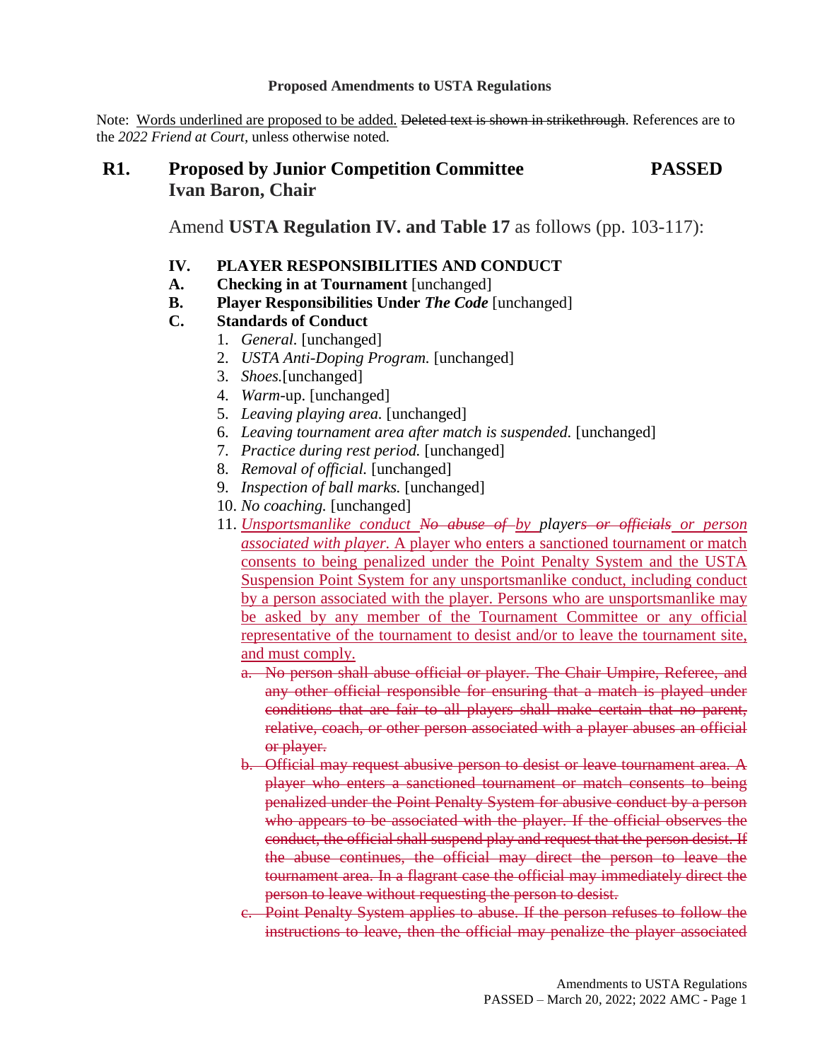**Proposed Amendments to USTA Regulations**

Note: <u>Words underlined are proposed to be added.</u> ~~Deleted text is shown in strikethrough~~. References are to the *2022 Friend at Court*, unless otherwise noted.

## R1. Proposed by Junior Competition Committee — PASSED
## Ivan Baron, Chair

Amend **USTA Regulation IV. and Table 17** as follows (pp. 103-117):

**IV. PLAYER RESPONSIBILITIES AND CONDUCT**

**A. Checking in at Tournament** [unchanged]

**B. Player Responsibilities Under *The Code*** [unchanged]

**C. Standards of Conduct**

1. *General.* [unchanged]
2. *USTA Anti-Doping Program.* [unchanged]
3. *Shoes.*[unchanged]
4. *Warm*-up. [unchanged]
5. *Leaving playing area.* [unchanged]
6. *Leaving tournament area after match is suspended.* [unchanged]
7. *Practice during rest period.* [unchanged]
8. *Removal of official.* [unchanged]
9. *Inspection of ball marks.* [unchanged]
10. *No coaching.* [unchanged]
11. <u>*Unsportsmanlike conduct*</u> ~~*No abuse of*~~ <u>*by*</u> *player*~~*s or officials*~~ <u>*or person associated with player.* A player who enters a sanctioned tournament or match consents to being penalized under the Point Penalty System and the USTA Suspension Point System for any unsportsmanlike conduct, including conduct by a person associated with the player. Persons who are unsportsmanlike may be asked by any member of the Tournament Committee or any official representative of the tournament to desist and/or to leave the tournament site, and must comply.</u>
    a. ~~No person shall abuse official or player. The Chair Umpire, Referee, and any other official responsible for ensuring that a match is played under conditions that are fair to all players shall make certain that no parent, relative, coach, or other person associated with a player abuses an official or player.~~
    b. ~~Official may request abusive person to desist or leave tournament area. A player who enters a sanctioned tournament or match consents to being penalized under the Point Penalty System for abusive conduct by a person who appears to be associated with the player. If the official observes the conduct, the official shall suspend play and request that the person desist. If the abuse continues, the official may direct the person to leave the tournament area. In a flagrant case the official may immediately direct the person to leave without requesting the person to desist.~~
    c. ~~Point Penalty System applies to abuse. If the person refuses to follow the instructions to leave, then the official may penalize the player associated~~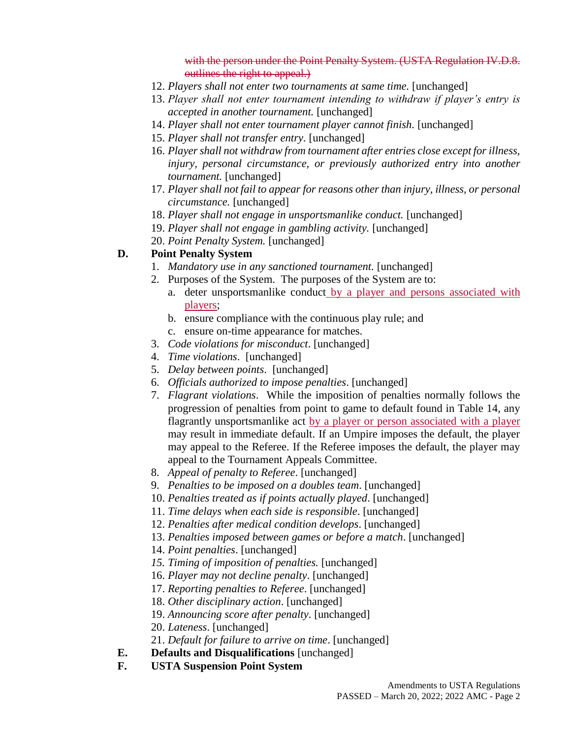~~with the person under the Point Penalty System. (USTA Regulation IV.D.8. outlines the right to appeal.)~~

12. *Players shall not enter two tournaments at same time.* [unchanged]
13. *Player shall not enter tournament intending to withdraw if player's entry is accepted in another tournament.* [unchanged]
14. *Player shall not enter tournament player cannot finish.* [unchanged]
15. *Player shall not transfer entry.* [unchanged]
16. *Player shall not withdraw from tournament after entries close except for illness, injury, personal circumstance, or previously authorized entry into another tournament.* [unchanged]
17. *Player shall not fail to appear for reasons other than injury, illness, or personal circumstance.* [unchanged]
18. *Player shall not engage in unsportsmanlike conduct.* [unchanged]
19. *Player shall not engage in gambling activity.* [unchanged]
20. *Point Penalty System.* [unchanged]

**D. Point Penalty System**

1. *Mandatory use in any sanctioned tournament.* [unchanged]
2. Purposes of the System. The purposes of the System are to:
   a. deter unsportsmanlike conduct <u>by a player and persons associated with players</u>;
   b. ensure compliance with the continuous play rule; and
   c. ensure on-time appearance for matches.
3. *Code violations for misconduct*. [unchanged]
4. *Time violations*. [unchanged]
5. *Delay between points*. [unchanged]
6. *Officials authorized to impose penalties*. [unchanged]
7. *Flagrant violations*. While the imposition of penalties normally follows the progression of penalties from point to game to default found in Table 14, any flagrantly unsportsmanlike act <u>by a player or person associated with a player</u> may result in immediate default. If an Umpire imposes the default, the player may appeal to the Referee. If the Referee imposes the default, the player may appeal to the Tournament Appeals Committee.
8. *Appeal of penalty to Referee*. [unchanged]
9. *Penalties to be imposed on a doubles team*. [unchanged]
10. *Penalties treated as if points actually played*. [unchanged]
11. *Time delays when each side is responsible*. [unchanged]
12. *Penalties after medical condition develops*. [unchanged]
13. *Penalties imposed between games or before a match*. [unchanged]
14. *Point penalties*. [unchanged]
15. *Timing of imposition of penalties.* [unchanged]
16. *Player may not decline penalty*. [unchanged]
17. *Reporting penalties to Referee*. [unchanged]
18. *Other disciplinary action*. [unchanged]
19. *Announcing score after penalty*. [unchanged]
20. *Lateness*. [unchanged]
21. *Default for failure to arrive on time*. [unchanged]

**E. Defaults and Disqualifications** [unchanged]

**F. USTA Suspension Point System**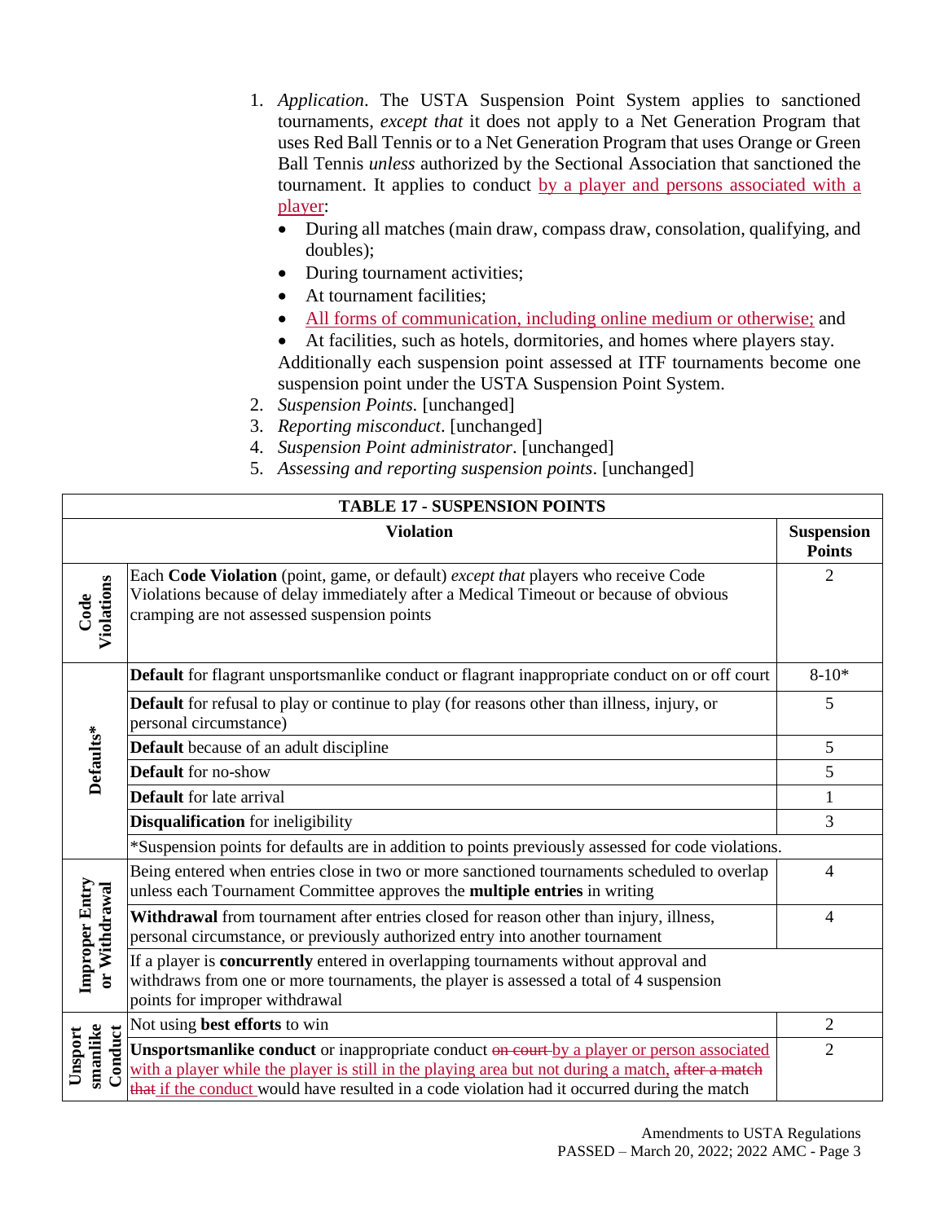1. *Application*. The USTA Suspension Point System applies to sanctioned tournaments, *except that* it does not apply to a Net Generation Program that uses Red Ball Tennis or to a Net Generation Program that uses Orange or Green Ball Tennis *unless* authorized by the Sectional Association that sanctioned the tournament. It applies to conduct by a player and persons associated with a player:
   - During all matches (main draw, compass draw, consolation, qualifying, and doubles);
   - During tournament activities;
   - At tournament facilities;
   - All forms of communication, including online medium or otherwise; and
   - At facilities, such as hotels, dormitories, and homes where players stay.

   Additionally each suspension point assessed at ITF tournaments become one suspension point under the USTA Suspension Point System.
2. *Suspension Points.* [unchanged]
3. *Reporting misconduct*. [unchanged]
4. *Suspension Point administrator*. [unchanged]
5. *Assessing and reporting suspension points*. [unchanged]

| TABLE 17 - SUSPENSION POINTS | | |
|---|---|---|
| | **Violation** | **Suspension Points** |
| **Code Violations** | Each **Code Violation** (point, game, or default) *except that* players who receive Code Violations because of delay immediately after a Medical Timeout or because of obvious cramping are not assessed suspension points | 2 |
| **Defaults*** | **Default** for flagrant unsportsmanlike conduct or flagrant inappropriate conduct on or off court | 8-10* |
| | **Default** for refusal to play or continue to play (for reasons other than illness, injury, or personal circumstance) | 5 |
| | **Default** because of an adult discipline | 5 |
| | **Default** for no-show | 5 |
| | **Default** for late arrival | 1 |
| | **Disqualification** for ineligibility | 3 |
| | *Suspension points for defaults are in addition to points previously assessed for code violations. | |
| **Improper Entry or Withdrawal** | Being entered when entries close in two or more sanctioned tournaments scheduled to overlap unless each Tournament Committee approves the **multiple entries** in writing | 4 |
| | **Withdrawal** from tournament after entries closed for reason other than injury, illness, personal circumstance, or previously authorized entry into another tournament | 4 |
| | If a player is **concurrently** entered in overlapping tournaments without approval and withdraws from one or more tournaments, the player is assessed a total of 4 suspension points for improper withdrawal | |
| **Unsportsmanlike Conduct** | Not using **best efforts** to win | 2 |
| | **Unsportsmanlike conduct** or inappropriate conduct ~~on court~~ by a player or person associated with a player while the player is still in the playing area but not during a match, ~~after a match that~~ if the conduct would have resulted in a code violation had it occurred during the match | 2 |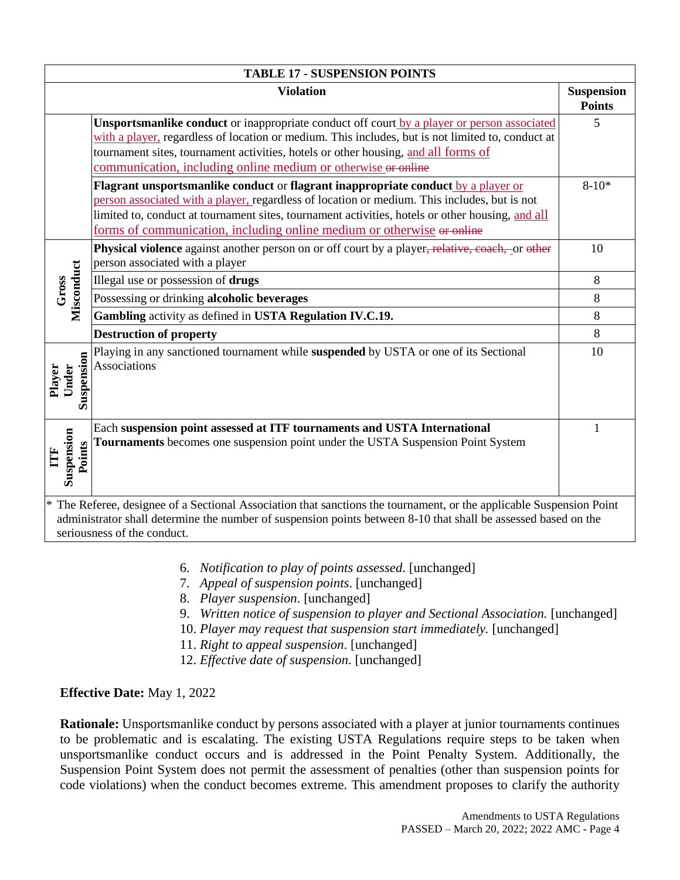| TABLE 17 - SUSPENSION POINTS | | |
|---|---|---|
| | **Violation** | **Suspension Points** |
| | **Unsportsmanlike conduct** or inappropriate conduct off court by a player or person associated with a player, regardless of location or medium. This includes, but is not limited to, conduct at tournament sites, tournament activities, hotels or other housing, and all forms of communication, including online medium or otherwise ~~or online~~ | 5 |
| | **Flagrant unsportsmanlike conduct** or **flagrant inappropriate conduct** by a player or person associated with a player, regardless of location or medium. This includes, but is not limited to, conduct at tournament sites, tournament activities, hotels or other housing, and all forms of communication, including online medium or otherwise ~~or online~~ | 8-10* |
| **Gross Misconduct** | **Physical violence** against another person on or off court by a player~~, relative, coach,~~ or ~~other~~ person associated with a player | 10 |
| | Illegal use or possession of **drugs** | 8 |
| | Possessing or drinking **alcoholic beverages** | 8 |
| | **Gambling** activity as defined in **USTA Regulation IV.C.19.** | 8 |
| | **Destruction of property** | 8 |
| **Player Under Suspension** | Playing in any sanctioned tournament while **suspended** by USTA or one of its Sectional Associations | 10 |
| **ITF Suspension Points** | Each **suspension point assessed at ITF tournaments and USTA International Tournaments** becomes one suspension point under the USTA Suspension Point System | 1 |

\* The Referee, designee of a Sectional Association that sanctions the tournament, or the applicable Suspension Point administrator shall determine the number of suspension points between 8-10 that shall be assessed based on the seriousness of the conduct.

6. *Notification to play of points assessed*. [unchanged]
7. *Appeal of suspension points*. [unchanged]
8. *Player suspension*. [unchanged]
9. *Written notice of suspension to player and Sectional Association.* [unchanged]
10. *Player may request that suspension start immediately.* [unchanged]
11. *Right to appeal suspension*. [unchanged]
12. *Effective date of suspension*. [unchanged]

**Effective Date:** May 1, 2022

**Rationale:** Unsportsmanlike conduct by persons associated with a player at junior tournaments continues to be problematic and is escalating. The existing USTA Regulations require steps to be taken when unsportsmanlike conduct occurs and is addressed in the Point Penalty System. Additionally, the Suspension Point System does not permit the assessment of penalties (other than suspension points for code violations) when the conduct becomes extreme. This amendment proposes to clarify the authority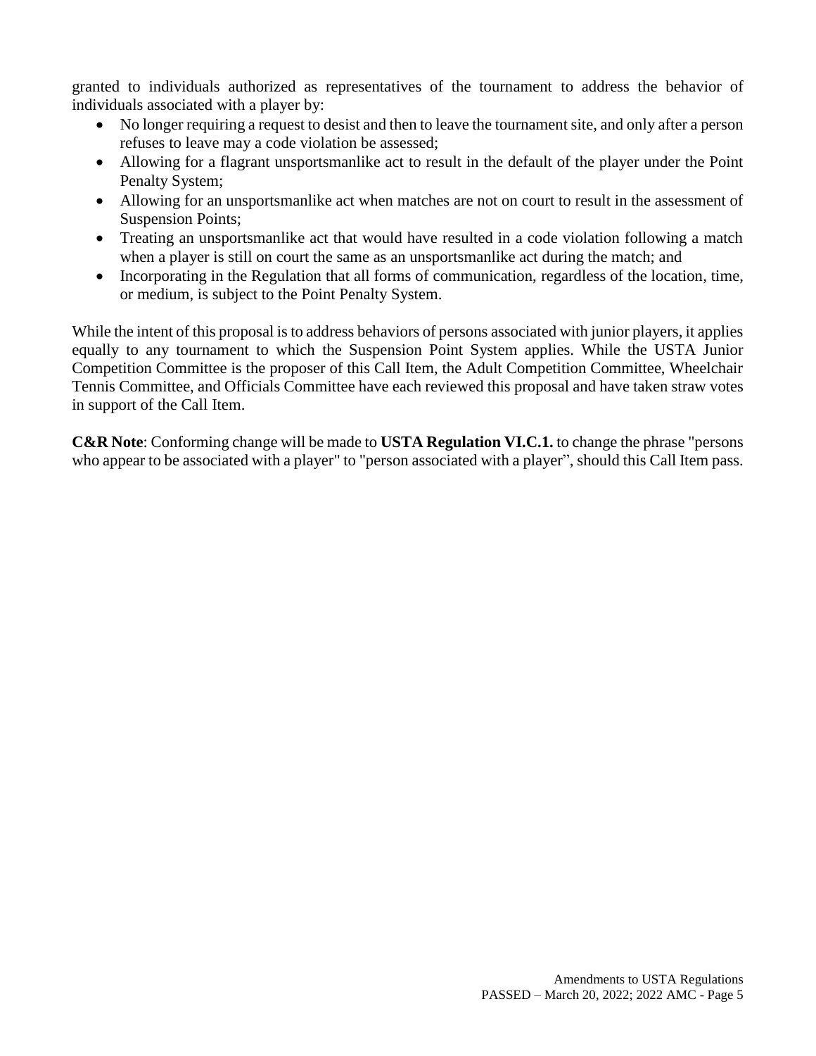granted to individuals authorized as representatives of the tournament to address the behavior of individuals associated with a player by:

- No longer requiring a request to desist and then to leave the tournament site, and only after a person refuses to leave may a code violation be assessed;
- Allowing for a flagrant unsportsmanlike act to result in the default of the player under the Point Penalty System;
- Allowing for an unsportsmanlike act when matches are not on court to result in the assessment of Suspension Points;
- Treating an unsportsmanlike act that would have resulted in a code violation following a match when a player is still on court the same as an unsportsmanlike act during the match; and
- Incorporating in the Regulation that all forms of communication, regardless of the location, time, or medium, is subject to the Point Penalty System.

While the intent of this proposal is to address behaviors of persons associated with junior players, it applies equally to any tournament to which the Suspension Point System applies. While the USTA Junior Competition Committee is the proposer of this Call Item, the Adult Competition Committee, Wheelchair Tennis Committee, and Officials Committee have each reviewed this proposal and have taken straw votes in support of the Call Item.

**C&R Note**: Conforming change will be made to **USTA Regulation VI.C.1.** to change the phrase "persons who appear to be associated with a player" to "person associated with a player", should this Call Item pass.